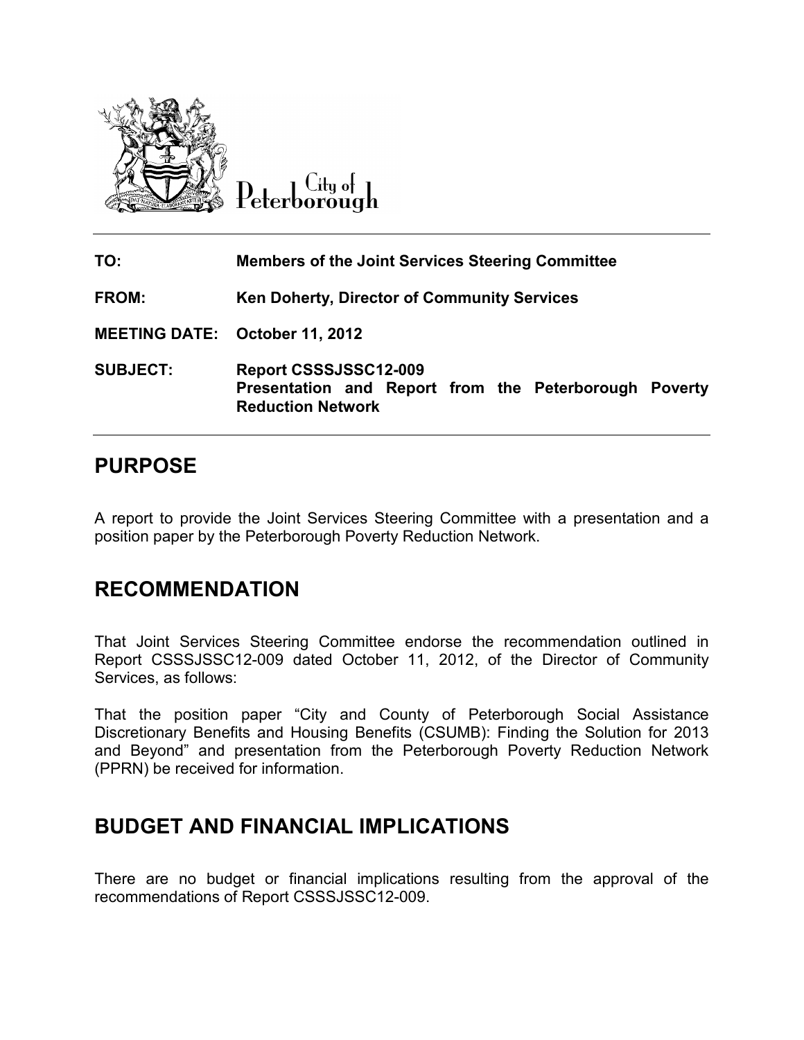City of Peterborough

| | |
|---|---|
| **TO:** | **Members of the Joint Services Steering Committee** |
| **FROM:** | **Ken Doherty, Director of Community Services** |
| **MEETING DATE:** | **October 11, 2012** |
| **SUBJECT:** | **Report CSSSJSSC12-009**<br>**Presentation and Report from the Peterborough Poverty Reduction Network** |

## PURPOSE

A report to provide the Joint Services Steering Committee with a presentation and a position paper by the Peterborough Poverty Reduction Network.

## RECOMMENDATION

That Joint Services Steering Committee endorse the recommendation outlined in Report CSSSJSSC12-009 dated October 11, 2012, of the Director of Community Services, as follows:

That the position paper "City and County of Peterborough Social Assistance Discretionary Benefits and Housing Benefits (CSUMB): Finding the Solution for 2013 and Beyond" and presentation from the Peterborough Poverty Reduction Network (PPRN) be received for information.

## BUDGET AND FINANCIAL IMPLICATIONS

There are no budget or financial implications resulting from the approval of the recommendations of Report CSSSJSSC12-009.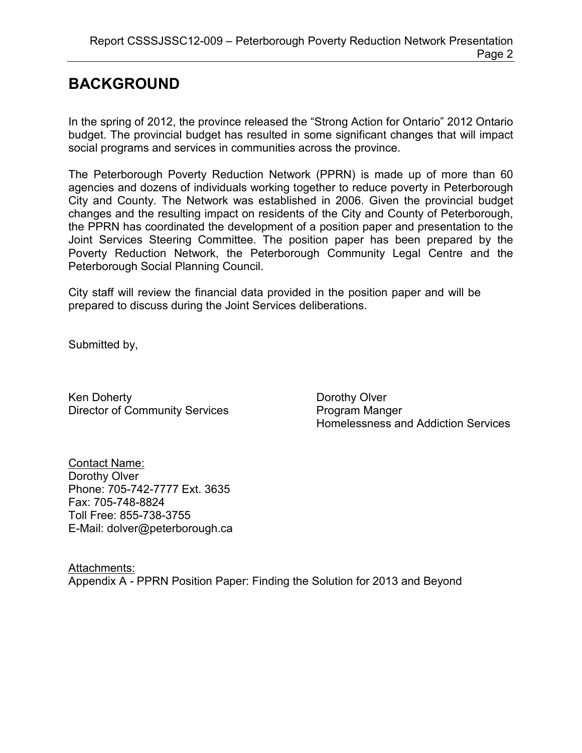## BACKGROUND

In the spring of 2012, the province released the “Strong Action for Ontario” 2012 Ontario budget. The provincial budget has resulted in some significant changes that will impact social programs and services in communities across the province.

The Peterborough Poverty Reduction Network (PPRN) is made up of more than 60 agencies and dozens of individuals working together to reduce poverty in Peterborough City and County. The Network was established in 2006. Given the provincial budget changes and the resulting impact on residents of the City and County of Peterborough, the PPRN has coordinated the development of a position paper and presentation to the Joint Services Steering Committee. The position paper has been prepared by the Poverty Reduction Network, the Peterborough Community Legal Centre and the Peterborough Social Planning Council.

City staff will review the financial data provided in the position paper and will be prepared to discuss during the Joint Services deliberations.

Submitted by,

Ken Doherty
Director of Community Services

Dorothy Olver
Program Manger
Homelessness and Addiction Services

Contact Name:
Dorothy Olver
Phone: 705-742-7777 Ext. 3635
Fax: 705-748-8824
Toll Free: 855-738-3755
E-Mail: dolver@peterborough.ca

Attachments:
Appendix A - PPRN Position Paper: Finding the Solution for 2013 and Beyond